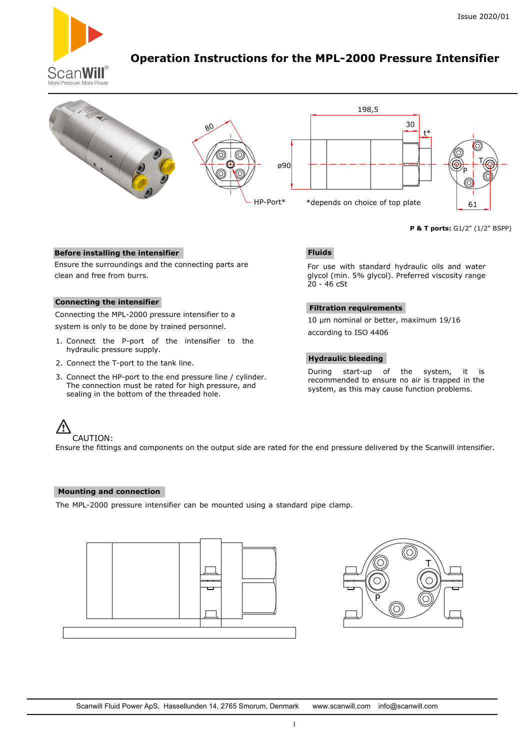Issue 2020/01

# Operation Instructions for the MPL-2000 Pressure Intensifier

HP-Port*

*depends on choice of top plate

**P & T ports:** G1/2" (1/2" BSPP)

## Before installing the intensifier

Ensure the surroundings and the connecting parts are clean and free from burrs.

## Connecting the intensifier

Connecting the MPL-2000 pressure intensifier to a system is only to be done by trained personnel.

1. Connect the P-port of the intensifier to the hydraulic pressure supply.
2. Connect the T-port to the tank line.
3. Connect the HP-port to the end pressure line / cylinder. The connection must be rated for high pressure, and sealing in the bottom of the threaded hole.

## Fluids

For use with standard hydraulic oils and water glycol (min. 5% glycol). Preferred viscosity range 20 - 46 cSt

## Filtration requirements

10 µm nominal or better, maximum 19/16 according to ISO 4406

## Hydraulic bleeding

During start-up of the system, it is recommended to ensure no air is trapped in the system, as this may cause function problems.

⚠ CAUTION:
Ensure the fittings and components on the output side are rated for the end pressure delivered by the Scanwill intensifier.

## Mounting and connection

The MPL-2000 pressure intensifier can be mounted using a standard pipe clamp.

Scanwill Fluid Power ApS, Hassellunden 14, 2765 Smorum, Denmark www.scanwill.com info@scanwill.com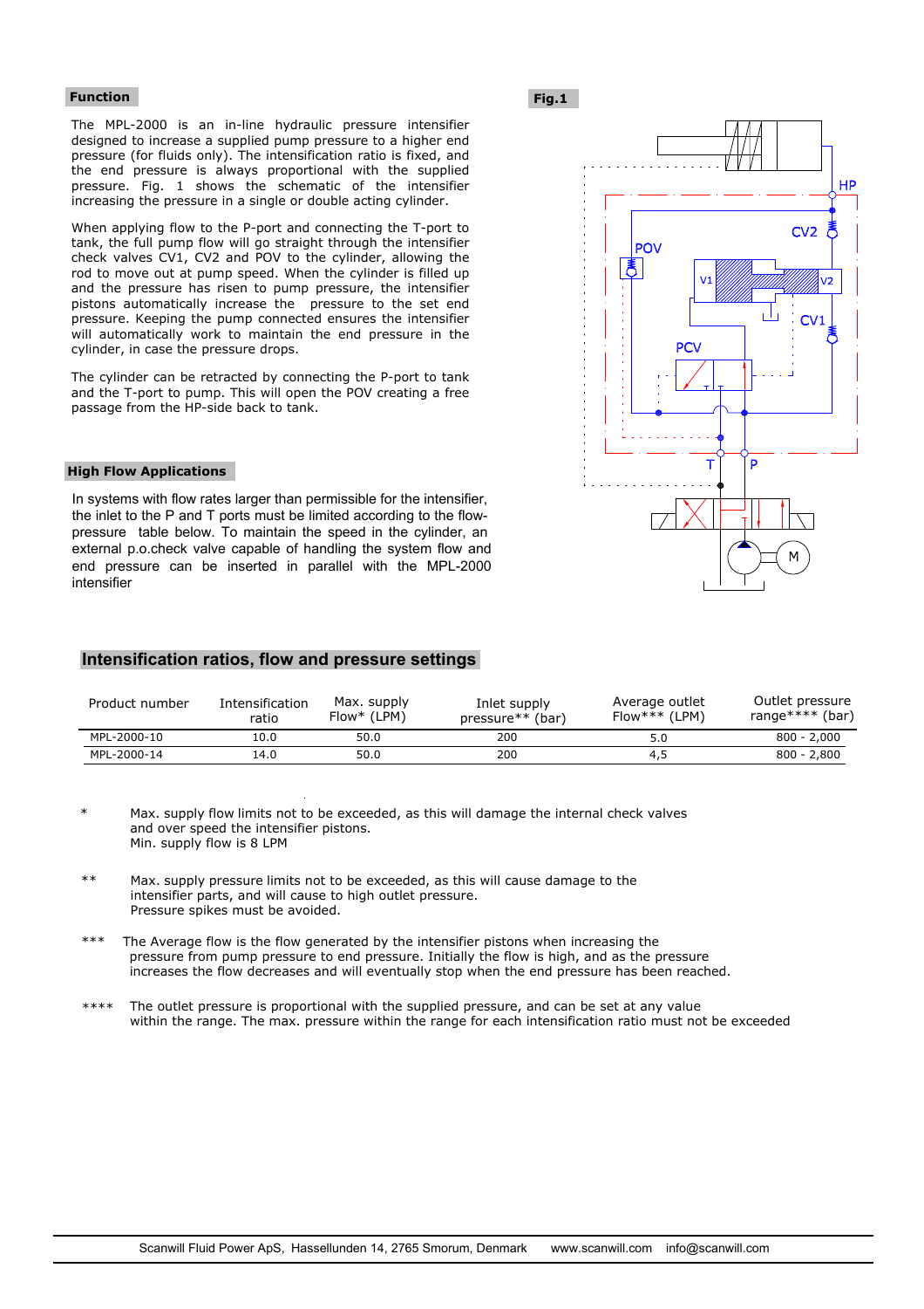## Function

The MPL-2000 is an in-line hydraulic pressure intensifier designed to increase a supplied pump pressure to a higher end pressure (for fluids only). The intensification ratio is fixed, and the end pressure is always proportional with the supplied pressure. Fig. 1 shows the schematic of the intensifier increasing the pressure in a single or double acting cylinder.

When applying flow to the P-port and connecting the T-port to tank, the full pump flow will go straight through the intensifier check valves CV1, CV2 and POV to the cylinder, allowing the rod to move out at pump speed. When the cylinder is filled up and the pressure has risen to pump pressure, the intensifier pistons automatically increase the pressure to the set end pressure. Keeping the pump connected ensures the intensifier will automatically work to maintain the end pressure in the cylinder, in case the pressure drops.

The cylinder can be retracted by connecting the P-port to tank and the T-port to pump. This will open the POV creating a free passage from the HP-side back to tank.

## High Flow Applications

In systems with flow rates larger than permissible for the intensifier, the inlet to the P and T ports must be limited according to the flow-pressure table below. To maintain the speed in the cylinder, an external p.o.check valve capable of handling the system flow and end pressure can be inserted in parallel with the MPL-2000 intensifier

**Fig.1**

HP
CV2
POV
V1
V2
CV1
PCV
T
P
M

## Intensification ratios, flow and pressure settings

| Product number | Intensification ratio | Max. supply Flow* (LPM) | Inlet supply pressure** (bar) | Average outlet Flow*** (LPM) | Outlet pressure range**** (bar) |
|---|---|---|---|---|---|
| MPL-2000-10 | 10.0 | 50.0 | 200 | 5.0 | 800 - 2,000 |
| MPL-2000-14 | 14.0 | 50.0 | 200 | 4,5 | 800 - 2,800 |

\* Max. supply flow limits not to be exceeded, as this will damage the internal check valves and over speed the intensifier pistons.
Min. supply flow is 8 LPM

** Max. supply pressure limits not to be exceeded, as this will cause damage to the intensifier parts, and will cause to high outlet pressure.
Pressure spikes must be avoided.

*** The Average flow is the flow generated by the intensifier pistons when increasing the pressure from pump pressure to end pressure. Initially the flow is high, and as the pressure increases the flow decreases and will eventually stop when the end pressure has been reached.

**** The outlet pressure is proportional with the supplied pressure, and can be set at any value within the range. The max. pressure within the range for each intensification ratio must not be exceeded

Scanwill Fluid Power ApS, Hassellunden 14, 2765 Smorum, Denmark www.scanwill.com info@scanwill.com